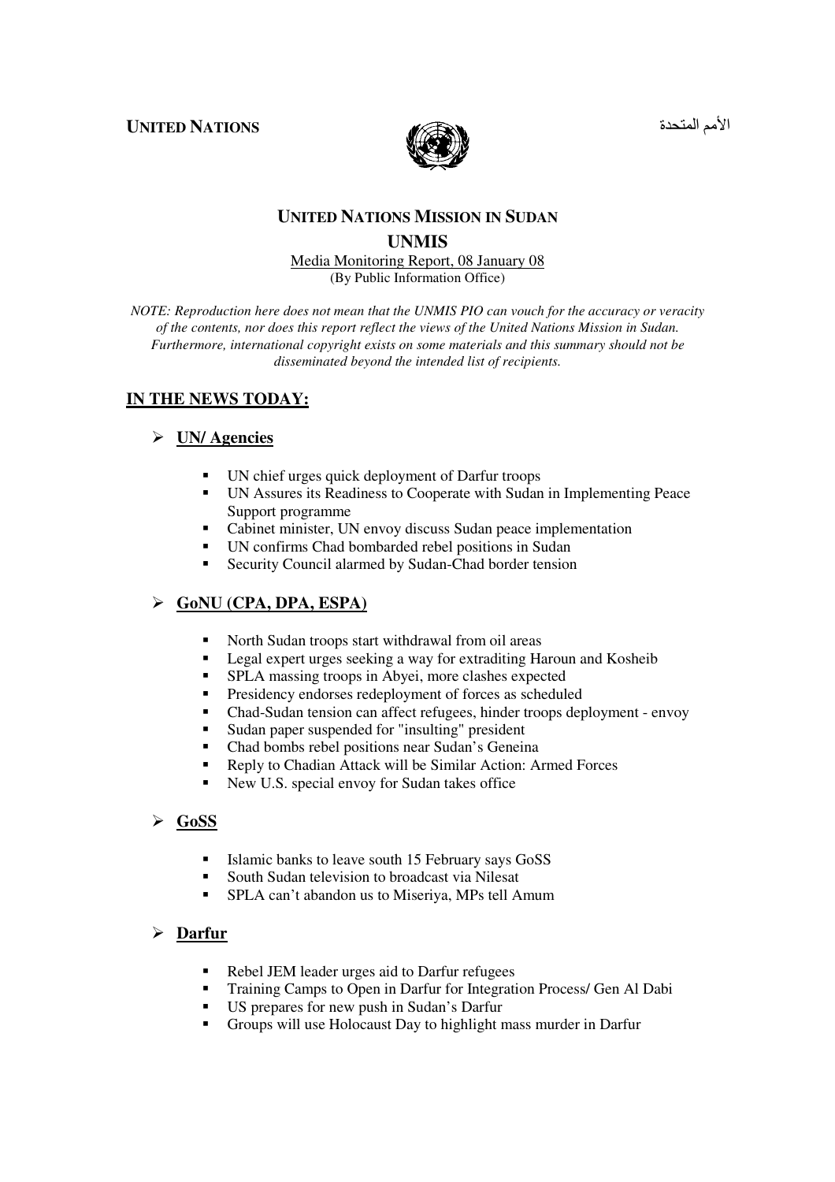**UNITED NATIONS** الأمم المتحدة

## UNITED NATIONS MISSION IN SUDAN

## UNMIS

Media Monitoring Report, 08 January 08

(By Public Information Office)

*NOTE: Reproduction here does not mean that the UNMIS PIO can vouch for the accuracy or veracity of the contents, nor does this report reflect the views of the United Nations Mission in Sudan. Furthermore, international copyright exists on some materials and this summary should not be disseminated beyond the intended list of recipients.*

## IN THE NEWS TODAY:

### UN/ Agencies

- UN chief urges quick deployment of Darfur troops
- UN Assures its Readiness to Cooperate with Sudan in Implementing Peace Support programme
- Cabinet minister, UN envoy discuss Sudan peace implementation
- UN confirms Chad bombarded rebel positions in Sudan
- Security Council alarmed by Sudan-Chad border tension

### GoNU (CPA, DPA, ESPA)

- North Sudan troops start withdrawal from oil areas
- Legal expert urges seeking a way for extraditing Haroun and Kosheib
- SPLA massing troops in Abyei, more clashes expected
- Presidency endorses redeployment of forces as scheduled
- Chad-Sudan tension can affect refugees, hinder troops deployment - envoy
- Sudan paper suspended for "insulting" president
- Chad bombs rebel positions near Sudan's Geneina
- Reply to Chadian Attack will be Similar Action: Armed Forces
- New U.S. special envoy for Sudan takes office

### GoSS

- Islamic banks to leave south 15 February says GoSS
- South Sudan television to broadcast via Nilesat
- SPLA can't abandon us to Miseriya, MPs tell Amum

### Darfur

- Rebel JEM leader urges aid to Darfur refugees
- Training Camps to Open in Darfur for Integration Process/ Gen Al Dabi
- US prepares for new push in Sudan's Darfur
- Groups will use Holocaust Day to highlight mass murder in Darfur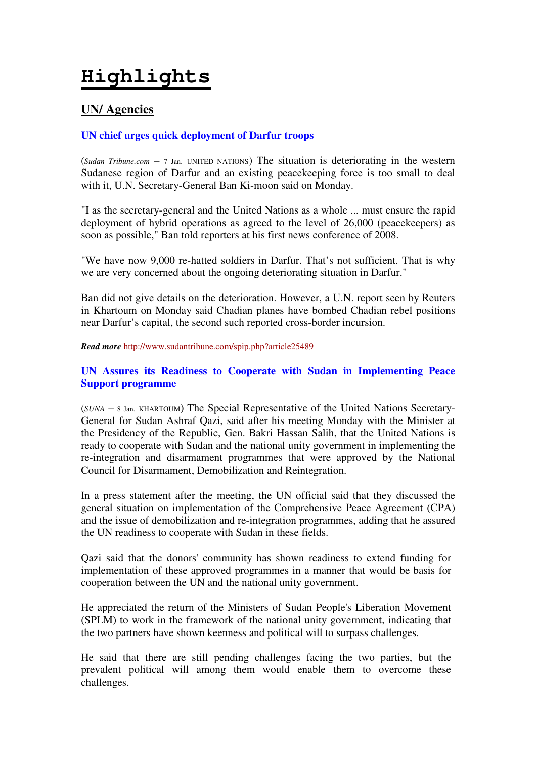# Highlights

## UN/ Agencies

### UN chief urges quick deployment of Darfur troops

(*Sudan Tribune.com* – 7 Jan. UNITED NATIONS) The situation is deteriorating in the western Sudanese region of Darfur and an existing peacekeeping force is too small to deal with it, U.N. Secretary-General Ban Ki-moon said on Monday.

"I as the secretary-general and the United Nations as a whole ... must ensure the rapid deployment of hybrid operations as agreed to the level of 26,000 (peacekeepers) as soon as possible," Ban told reporters at his first news conference of 2008.

"We have now 9,000 re-hatted soldiers in Darfur. That's not sufficient. That is why we are very concerned about the ongoing deteriorating situation in Darfur."

Ban did not give details on the deterioration. However, a U.N. report seen by Reuters in Khartoum on Monday said Chadian planes have bombed Chadian rebel positions near Darfur's capital, the second such reported cross-border incursion.

***Read more*** http://www.sudantribune.com/spip.php?article25489

### UN Assures its Readiness to Cooperate with Sudan in Implementing Peace Support programme

(*SUNA* – 8 Jan. KHARTOUM) The Special Representative of the United Nations Secretary-General for Sudan Ashraf Qazi, said after his meeting Monday with the Minister at the Presidency of the Republic, Gen. Bakri Hassan Salih, that the United Nations is ready to cooperate with Sudan and the national unity government in implementing the re-integration and disarmament programmes that were approved by the National Council for Disarmament, Demobilization and Reintegration.

In a press statement after the meeting, the UN official said that they discussed the general situation on implementation of the Comprehensive Peace Agreement (CPA) and the issue of demobilization and re-integration programmes, adding that he assured the UN readiness to cooperate with Sudan in these fields.

Qazi said that the donors' community has shown readiness to extend funding for implementation of these approved programmes in a manner that would be basis for cooperation between the UN and the national unity government.

He appreciated the return of the Ministers of Sudan People's Liberation Movement (SPLM) to work in the framework of the national unity government, indicating that the two partners have shown keenness and political will to surpass challenges.

He said that there are still pending challenges facing the two parties, but the prevalent political will among them would enable them to overcome these challenges.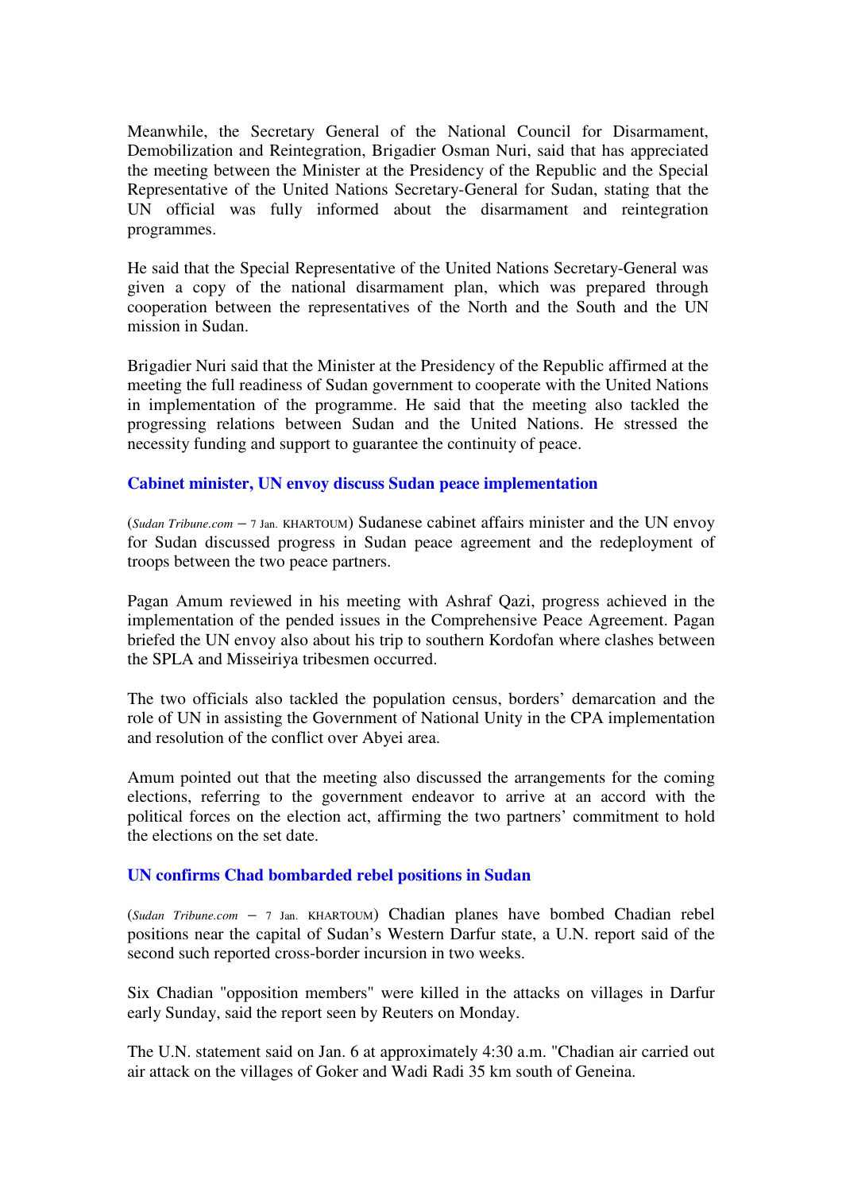Meanwhile, the Secretary General of the National Council for Disarmament, Demobilization and Reintegration, Brigadier Osman Nuri, said that has appreciated the meeting between the Minister at the Presidency of the Republic and the Special Representative of the United Nations Secretary-General for Sudan, stating that the UN official was fully informed about the disarmament and reintegration programmes.

He said that the Special Representative of the United Nations Secretary-General was given a copy of the national disarmament plan, which was prepared through cooperation between the representatives of the North and the South and the UN mission in Sudan.

Brigadier Nuri said that the Minister at the Presidency of the Republic affirmed at the meeting the full readiness of Sudan government to cooperate with the United Nations in implementation of the programme. He said that the meeting also tackled the progressing relations between Sudan and the United Nations. He stressed the necessity funding and support to guarantee the continuity of peace.

## Cabinet minister, UN envoy discuss Sudan peace implementation

(*Sudan Tribune.com* – 7 Jan. KHARTOUM) Sudanese cabinet affairs minister and the UN envoy for Sudan discussed progress in Sudan peace agreement and the redeployment of troops between the two peace partners.

Pagan Amum reviewed in his meeting with Ashraf Qazi, progress achieved in the implementation of the pended issues in the Comprehensive Peace Agreement. Pagan briefed the UN envoy also about his trip to southern Kordofan where clashes between the SPLA and Misseiriya tribesmen occurred.

The two officials also tackled the population census, borders' demarcation and the role of UN in assisting the Government of National Unity in the CPA implementation and resolution of the conflict over Abyei area.

Amum pointed out that the meeting also discussed the arrangements for the coming elections, referring to the government endeavor to arrive at an accord with the political forces on the election act, affirming the two partners' commitment to hold the elections on the set date.

## UN confirms Chad bombarded rebel positions in Sudan

(*Sudan Tribune.com* – 7 Jan. KHARTOUM) Chadian planes have bombed Chadian rebel positions near the capital of Sudan's Western Darfur state, a U.N. report said of the second such reported cross-border incursion in two weeks.

Six Chadian "opposition members" were killed in the attacks on villages in Darfur early Sunday, said the report seen by Reuters on Monday.

The U.N. statement said on Jan. 6 at approximately 4:30 a.m. "Chadian air carried out air attack on the villages of Goker and Wadi Radi 35 km south of Geneina.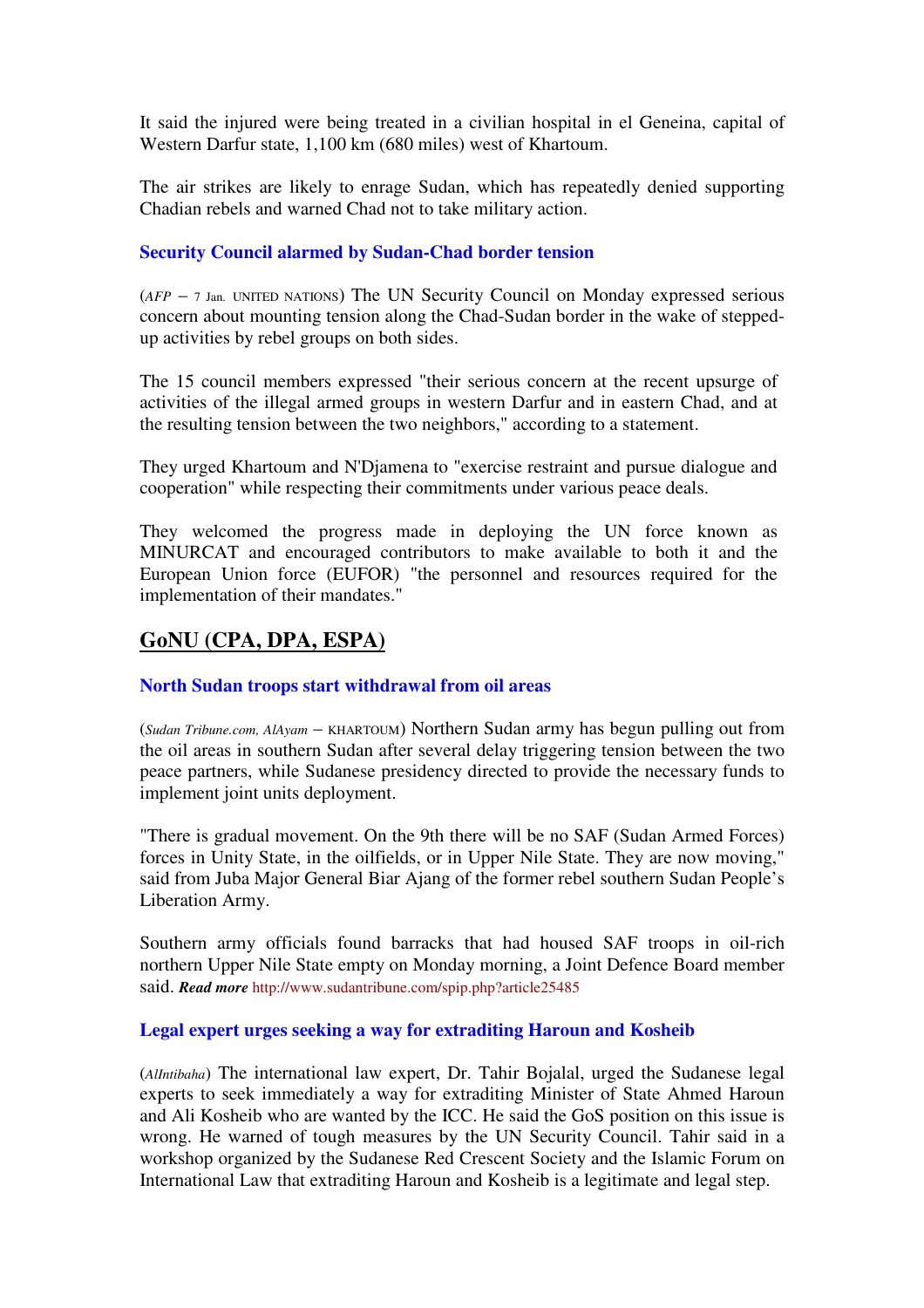It said the injured were being treated in a civilian hospital in el Geneina, capital of Western Darfur state, 1,100 km (680 miles) west of Khartoum.

The air strikes are likely to enrage Sudan, which has repeatedly denied supporting Chadian rebels and warned Chad not to take military action.

### Security Council alarmed by Sudan-Chad border tension

(*AFP* – 7 Jan. UNITED NATIONS) The UN Security Council on Monday expressed serious concern about mounting tension along the Chad-Sudan border in the wake of stepped-up activities by rebel groups on both sides.

The 15 council members expressed "their serious concern at the recent upsurge of activities of the illegal armed groups in western Darfur and in eastern Chad, and at the resulting tension between the two neighbors," according to a statement.

They urged Khartoum and N'Djamena to "exercise restraint and pursue dialogue and cooperation" while respecting their commitments under various peace deals.

They welcomed the progress made in deploying the UN force known as MINURCAT and encouraged contributors to make available to both it and the European Union force (EUFOR) "the personnel and resources required for the implementation of their mandates."

## GoNU (CPA, DPA, ESPA)

### North Sudan troops start withdrawal from oil areas

(*Sudan Tribune.com, AlAyam* – KHARTOUM) Northern Sudan army has begun pulling out from the oil areas in southern Sudan after several delay triggering tension between the two peace partners, while Sudanese presidency directed to provide the necessary funds to implement joint units deployment.

"There is gradual movement. On the 9th there will be no SAF (Sudan Armed Forces) forces in Unity State, in the oilfields, or in Upper Nile State. They are now moving," said from Juba Major General Biar Ajang of the former rebel southern Sudan People's Liberation Army.

Southern army officials found barracks that had housed SAF troops in oil-rich northern Upper Nile State empty on Monday morning, a Joint Defence Board member said. ***Read more*** http://www.sudantribune.com/spip.php?article25485

### Legal expert urges seeking a way for extraditing Haroun and Kosheib

(*AlIntibaha*) The international law expert, Dr. Tahir Bojalal, urged the Sudanese legal experts to seek immediately a way for extraditing Minister of State Ahmed Haroun and Ali Kosheib who are wanted by the ICC. He said the GoS position on this issue is wrong. He warned of tough measures by the UN Security Council. Tahir said in a workshop organized by the Sudanese Red Crescent Society and the Islamic Forum on International Law that extraditing Haroun and Kosheib is a legitimate and legal step.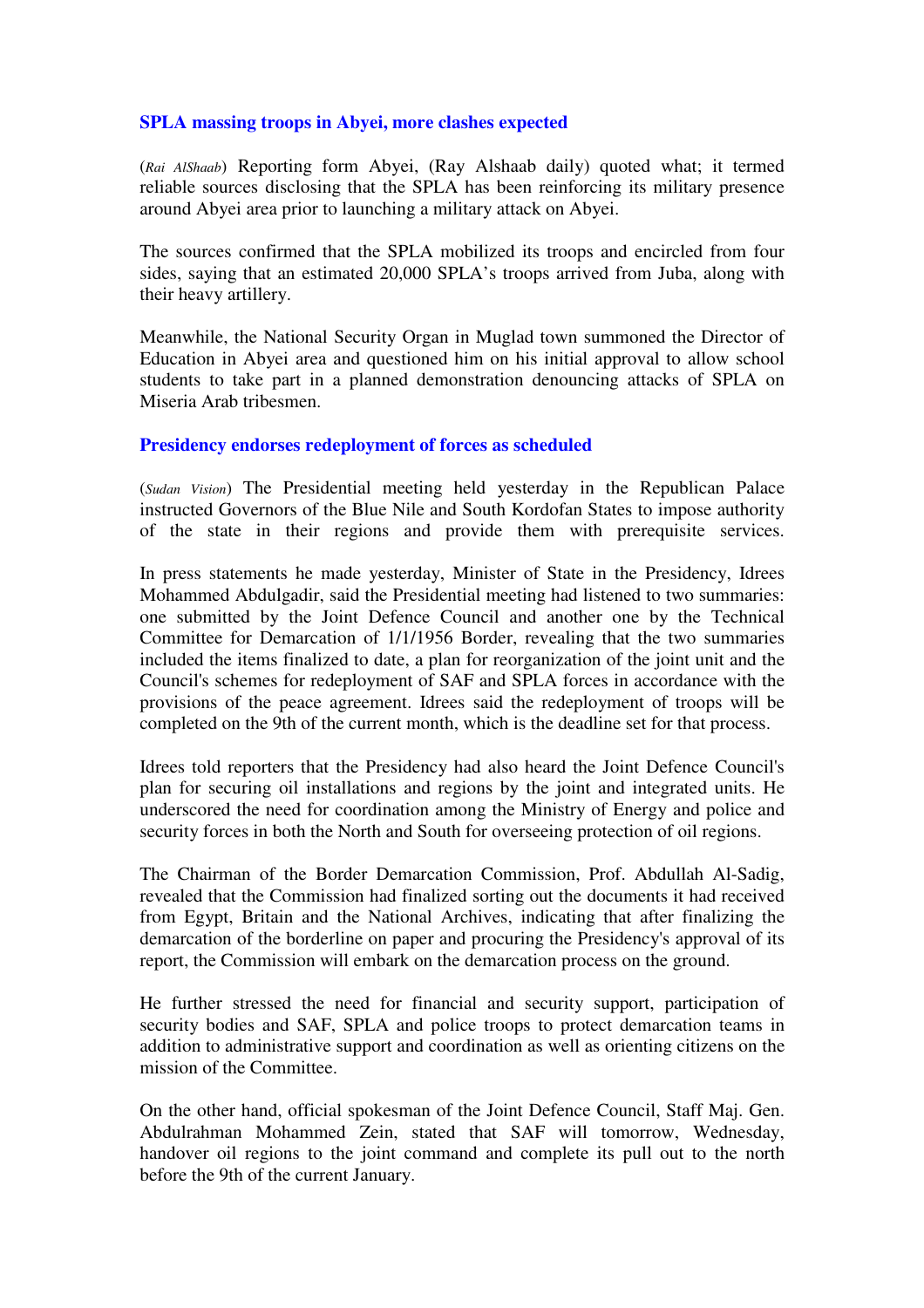## SPLA massing troops in Abyei, more clashes expected

(*Rai AlShaab*) Reporting form Abyei, (Ray Alshaab daily) quoted what; it termed reliable sources disclosing that the SPLA has been reinforcing its military presence around Abyei area prior to launching a military attack on Abyei.

The sources confirmed that the SPLA mobilized its troops and encircled from four sides, saying that an estimated 20,000 SPLA's troops arrived from Juba, along with their heavy artillery.

Meanwhile, the National Security Organ in Muglad town summoned the Director of Education in Abyei area and questioned him on his initial approval to allow school students to take part in a planned demonstration denouncing attacks of SPLA on Miseria Arab tribesmen.

## Presidency endorses redeployment of forces as scheduled

(*Sudan Vision*) The Presidential meeting held yesterday in the Republican Palace instructed Governors of the Blue Nile and South Kordofan States to impose authority of the state in their regions and provide them with prerequisite services.

In press statements he made yesterday, Minister of State in the Presidency, Idrees Mohammed Abdulgadir, said the Presidential meeting had listened to two summaries: one submitted by the Joint Defence Council and another one by the Technical Committee for Demarcation of 1/1/1956 Border, revealing that the two summaries included the items finalized to date, a plan for reorganization of the joint unit and the Council's schemes for redeployment of SAF and SPLA forces in accordance with the provisions of the peace agreement. Idrees said the redeployment of troops will be completed on the 9th of the current month, which is the deadline set for that process.

Idrees told reporters that the Presidency had also heard the Joint Defence Council's plan for securing oil installations and regions by the joint and integrated units. He underscored the need for coordination among the Ministry of Energy and police and security forces in both the North and South for overseeing protection of oil regions.

The Chairman of the Border Demarcation Commission, Prof. Abdullah Al-Sadig, revealed that the Commission had finalized sorting out the documents it had received from Egypt, Britain and the National Archives, indicating that after finalizing the demarcation of the borderline on paper and procuring the Presidency's approval of its report, the Commission will embark on the demarcation process on the ground.

He further stressed the need for financial and security support, participation of security bodies and SAF, SPLA and police troops to protect demarcation teams in addition to administrative support and coordination as well as orienting citizens on the mission of the Committee.

On the other hand, official spokesman of the Joint Defence Council, Staff Maj. Gen. Abdulrahman Mohammed Zein, stated that SAF will tomorrow, Wednesday, handover oil regions to the joint command and complete its pull out to the north before the 9th of the current January.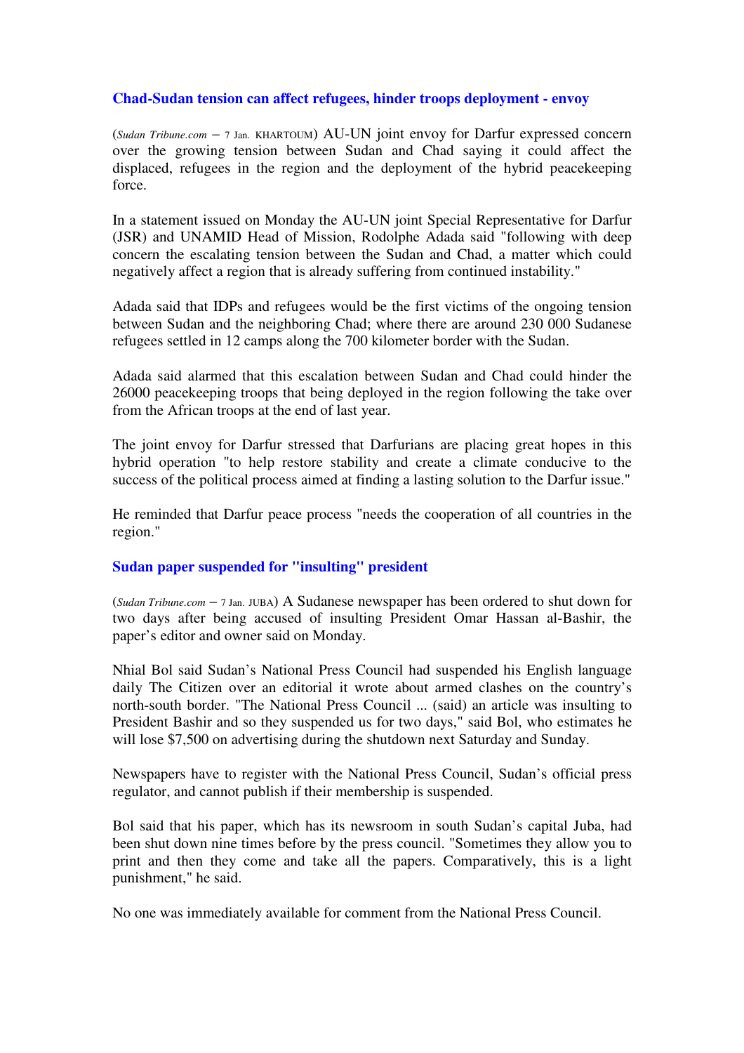## Chad-Sudan tension can affect refugees, hinder troops deployment - envoy

(*Sudan Tribune.com* — 7 Jan. KHARTOUM) AU-UN joint envoy for Darfur expressed concern over the growing tension between Sudan and Chad saying it could affect the displaced, refugees in the region and the deployment of the hybrid peacekeeping force.

In a statement issued on Monday the AU-UN joint Special Representative for Darfur (JSR) and UNAMID Head of Mission, Rodolphe Adada said "following with deep concern the escalating tension between the Sudan and Chad, a matter which could negatively affect a region that is already suffering from continued instability."

Adada said that IDPs and refugees would be the first victims of the ongoing tension between Sudan and the neighboring Chad; where there are around 230 000 Sudanese refugees settled in 12 camps along the 700 kilometer border with the Sudan.

Adada said alarmed that this escalation between Sudan and Chad could hinder the 26000 peacekeeping troops that being deployed in the region following the take over from the African troops at the end of last year.

The joint envoy for Darfur stressed that Darfurians are placing great hopes in this hybrid operation "to help restore stability and create a climate conducive to the success of the political process aimed at finding a lasting solution to the Darfur issue."

He reminded that Darfur peace process "needs the cooperation of all countries in the region."

## Sudan paper suspended for "insulting" president

(*Sudan Tribune.com* — 7 Jan. JUBA) A Sudanese newspaper has been ordered to shut down for two days after being accused of insulting President Omar Hassan al-Bashir, the paper's editor and owner said on Monday.

Nhial Bol said Sudan's National Press Council had suspended his English language daily The Citizen over an editorial it wrote about armed clashes on the country's north-south border. "The National Press Council ... (said) an article was insulting to President Bashir and so they suspended us for two days," said Bol, who estimates he will lose $7,500 on advertising during the shutdown next Saturday and Sunday.

Newspapers have to register with the National Press Council, Sudan's official press regulator, and cannot publish if their membership is suspended.

Bol said that his paper, which has its newsroom in south Sudan's capital Juba, had been shut down nine times before by the press council. "Sometimes they allow you to print and then they come and take all the papers. Comparatively, this is a light punishment," he said.

No one was immediately available for comment from the National Press Council.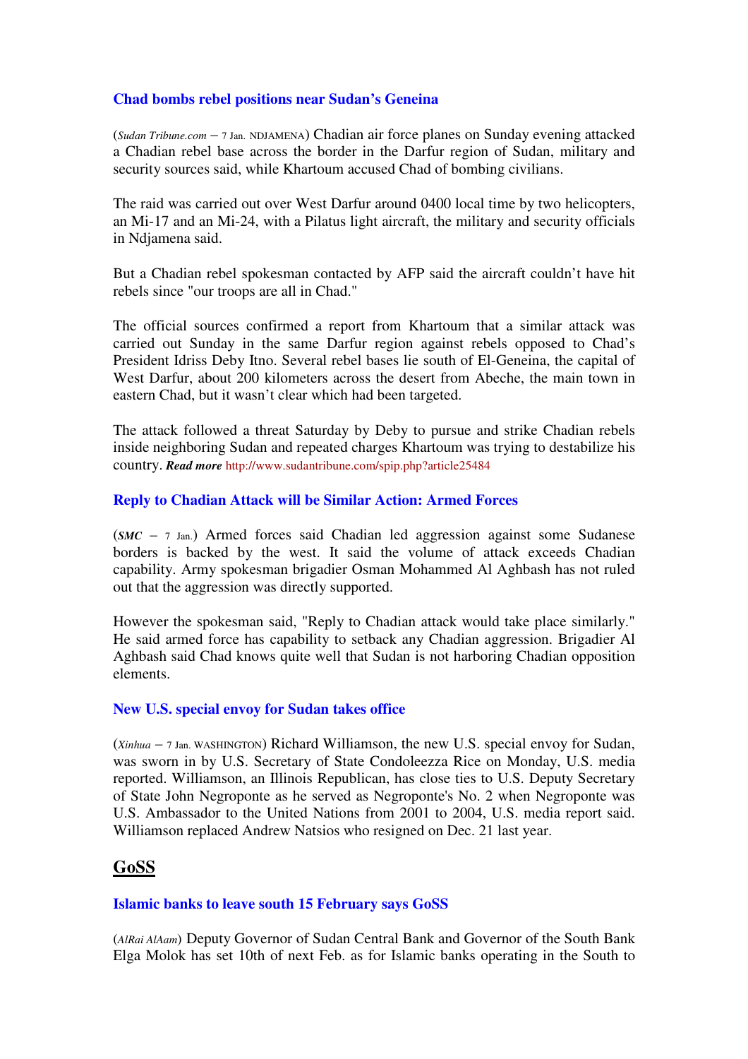### Chad bombs rebel positions near Sudan's Geneina

(*Sudan Tribune.com* – 7 Jan. NDJAMENA) Chadian air force planes on Sunday evening attacked a Chadian rebel base across the border in the Darfur region of Sudan, military and security sources said, while Khartoum accused Chad of bombing civilians.

The raid was carried out over West Darfur around 0400 local time by two helicopters, an Mi-17 and an Mi-24, with a Pilatus light aircraft, the military and security officials in Ndjamena said.

But a Chadian rebel spokesman contacted by AFP said the aircraft couldn't have hit rebels since "our troops are all in Chad."

The official sources confirmed a report from Khartoum that a similar attack was carried out Sunday in the same Darfur region against rebels opposed to Chad's President Idriss Deby Itno. Several rebel bases lie south of El-Geneina, the capital of West Darfur, about 200 kilometers across the desert from Abeche, the main town in eastern Chad, but it wasn't clear which had been targeted.

The attack followed a threat Saturday by Deby to pursue and strike Chadian rebels inside neighboring Sudan and repeated charges Khartoum was trying to destabilize his country. ***Read more*** http://www.sudantribune.com/spip.php?article25484

### Reply to Chadian Attack will be Similar Action: Armed Forces

(***SMC*** – 7 Jan.) Armed forces said Chadian led aggression against some Sudanese borders is backed by the west. It said the volume of attack exceeds Chadian capability. Army spokesman brigadier Osman Mohammed Al Aghbash has not ruled out that the aggression was directly supported.

However the spokesman said, "Reply to Chadian attack would take place similarly." He said armed force has capability to setback any Chadian aggression. Brigadier Al Aghbash said Chad knows quite well that Sudan is not harboring Chadian opposition elements.

### New U.S. special envoy for Sudan takes office

(*Xinhua* – 7 Jan. WASHINGTON) Richard Williamson, the new U.S. special envoy for Sudan, was sworn in by U.S. Secretary of State Condoleezza Rice on Monday, U.S. media reported. Williamson, an Illinois Republican, has close ties to U.S. Deputy Secretary of State John Negroponte as he served as Negroponte's No. 2 when Negroponte was U.S. Ambassador to the United Nations from 2001 to 2004, U.S. media report said. Williamson replaced Andrew Natsios who resigned on Dec. 21 last year.

## GoSS

### Islamic banks to leave south 15 February says GoSS

(*AlRai AlAam*) Deputy Governor of Sudan Central Bank and Governor of the South Bank Elga Molok has set 10th of next Feb. as for Islamic banks operating in the South to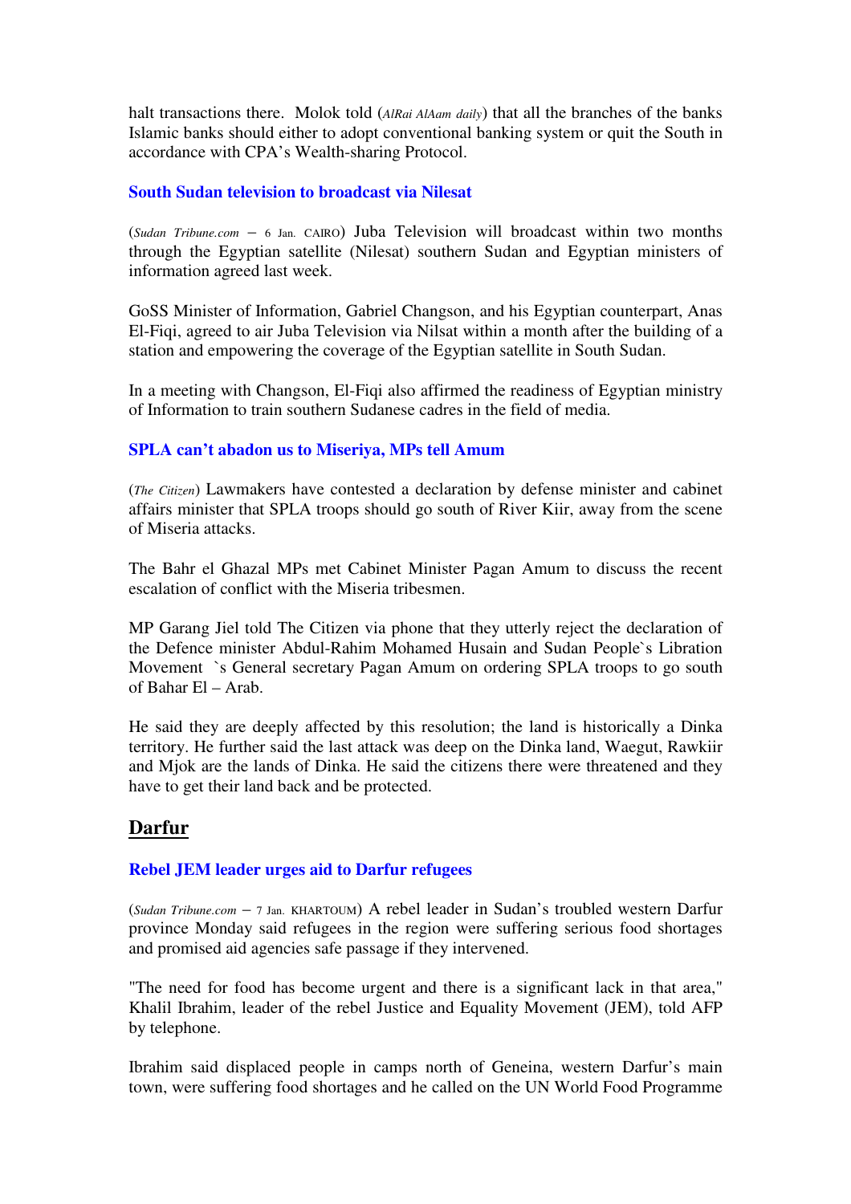halt transactions there. Molok told (*AlRai AlAam daily*) that all the branches of the banks Islamic banks should either to adopt conventional banking system or quit the South in accordance with CPA's Wealth-sharing Protocol.

### South Sudan television to broadcast via Nilesat

(*Sudan Tribune.com* – 6 Jan. CAIRO) Juba Television will broadcast within two months through the Egyptian satellite (Nilesat) southern Sudan and Egyptian ministers of information agreed last week.

GoSS Minister of Information, Gabriel Changson, and his Egyptian counterpart, Anas El-Fiqi, agreed to air Juba Television via Nilsat within a month after the building of a station and empowering the coverage of the Egyptian satellite in South Sudan.

In a meeting with Changson, El-Fiqi also affirmed the readiness of Egyptian ministry of Information to train southern Sudanese cadres in the field of media.

### SPLA can't abadon us to Miseriya, MPs tell Amum

(*The Citizen*) Lawmakers have contested a declaration by defense minister and cabinet affairs minister that SPLA troops should go south of River Kiir, away from the scene of Miseria attacks.

The Bahr el Ghazal MPs met Cabinet Minister Pagan Amum to discuss the recent escalation of conflict with the Miseria tribesmen.

MP Garang Jiel told The Citizen via phone that they utterly reject the declaration of the Defence minister Abdul-Rahim Mohamed Husain and Sudan People`s Libration Movement `s General secretary Pagan Amum on ordering SPLA troops to go south of Bahar El – Arab.

He said they are deeply affected by this resolution; the land is historically a Dinka territory. He further said the last attack was deep on the Dinka land, Waegut, Rawkiir and Mjok are the lands of Dinka. He said the citizens there were threatened and they have to get their land back and be protected.

## Darfur

### Rebel JEM leader urges aid to Darfur refugees

(*Sudan Tribune.com* – 7 Jan. KHARTOUM) A rebel leader in Sudan's troubled western Darfur province Monday said refugees in the region were suffering serious food shortages and promised aid agencies safe passage if they intervened.

"The need for food has become urgent and there is a significant lack in that area," Khalil Ibrahim, leader of the rebel Justice and Equality Movement (JEM), told AFP by telephone.

Ibrahim said displaced people in camps north of Geneina, western Darfur's main town, were suffering food shortages and he called on the UN World Food Programme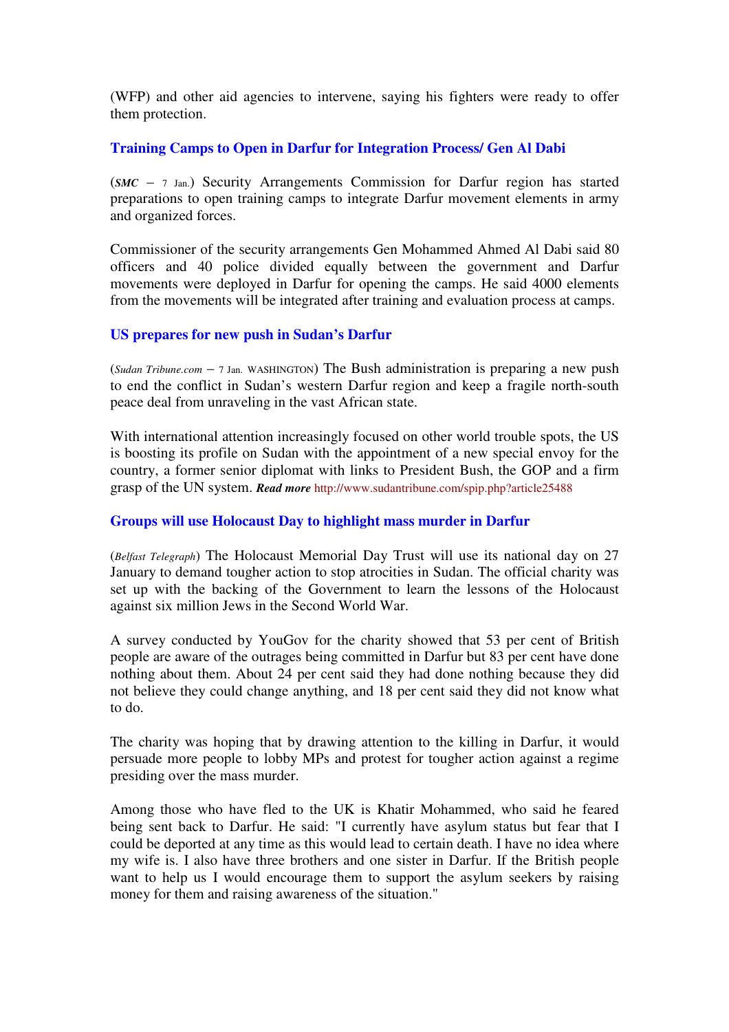(WFP) and other aid agencies to intervene, saying his fighters were ready to offer them protection.

### Training Camps to Open in Darfur for Integration Process/ Gen Al Dabi

(***SMC*** – 7 Jan.) Security Arrangements Commission for Darfur region has started preparations to open training camps to integrate Darfur movement elements in army and organized forces.

Commissioner of the security arrangements Gen Mohammed Ahmed Al Dabi said 80 officers and 40 police divided equally between the government and Darfur movements were deployed in Darfur for opening the camps. He said 4000 elements from the movements will be integrated after training and evaluation process at camps.

### US prepares for new push in Sudan's Darfur

(*Sudan Tribune.com* – 7 Jan. WASHINGTON) The Bush administration is preparing a new push to end the conflict in Sudan's western Darfur region and keep a fragile north-south peace deal from unraveling in the vast African state.

With international attention increasingly focused on other world trouble spots, the US is boosting its profile on Sudan with the appointment of a new special envoy for the country, a former senior diplomat with links to President Bush, the GOP and a firm grasp of the UN system. ***Read more*** http://www.sudantribune.com/spip.php?article25488

### Groups will use Holocaust Day to highlight mass murder in Darfur

(*Belfast Telegraph*) The Holocaust Memorial Day Trust will use its national day on 27 January to demand tougher action to stop atrocities in Sudan. The official charity was set up with the backing of the Government to learn the lessons of the Holocaust against six million Jews in the Second World War.

A survey conducted by YouGov for the charity showed that 53 per cent of British people are aware of the outrages being committed in Darfur but 83 per cent have done nothing about them. About 24 per cent said they had done nothing because they did not believe they could change anything, and 18 per cent said they did not know what to do.

The charity was hoping that by drawing attention to the killing in Darfur, it would persuade more people to lobby MPs and protest for tougher action against a regime presiding over the mass murder.

Among those who have fled to the UK is Khatir Mohammed, who said he feared being sent back to Darfur. He said: "I currently have asylum status but fear that I could be deported at any time as this would lead to certain death. I have no idea where my wife is. I also have three brothers and one sister in Darfur. If the British people want to help us I would encourage them to support the asylum seekers by raising money for them and raising awareness of the situation."